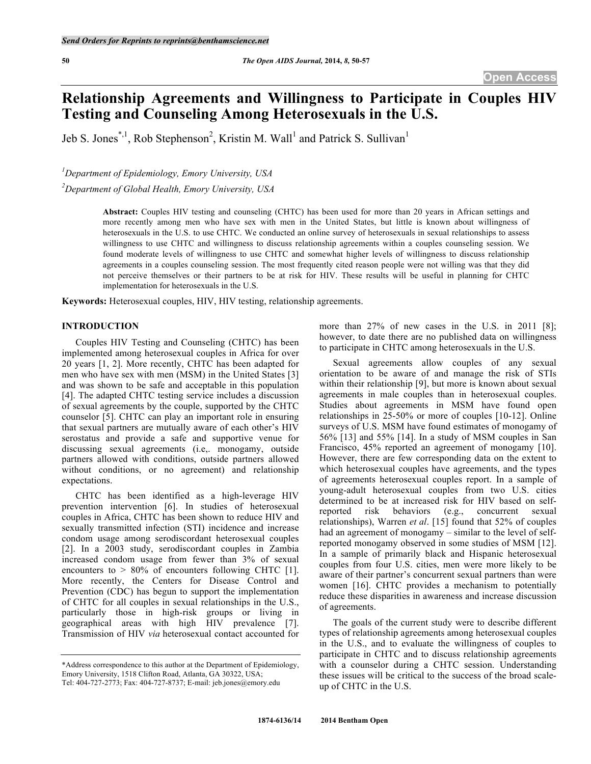# Relationship Agreements and Willingness to Participate in Couples HIV Testing and Counseling Among Heterosexuals in the U.S.

Jeb S. Jones[*,1], Rob Stephenson[2], Kristin M. Wall[1] and Patrick S. Sullivan[1]

[1]*Department of Epidemiology, Emory University, USA*

[2]*Department of Global Health, Emory University, USA*

**Abstract:** Couples HIV testing and counseling (CHTC) has been used for more than 20 years in African settings and more recently among men who have sex with men in the United States, but little is known about willingness of heterosexuals in the U.S. to use CHTC. We conducted an online survey of heterosexuals in sexual relationships to assess willingness to use CHTC and willingness to discuss relationship agreements within a couples counseling session. We found moderate levels of willingness to use CHTC and somewhat higher levels of willingness to discuss relationship agreements in a couples counseling session. The most frequently cited reason people were not willing was that they did not perceive themselves or their partners to be at risk for HIV. These results will be useful in planning for CHTC implementation for heterosexuals in the U.S.

**Keywords:** Heterosexual couples, HIV, HIV testing, relationship agreements.

## INTRODUCTION

Couples HIV Testing and Counseling (CHTC) has been implemented among heterosexual couples in Africa for over 20 years [1, 2]. More recently, CHTC has been adapted for men who have sex with men (MSM) in the United States [3] and was shown to be safe and acceptable in this population [4]. The adapted CHTC testing service includes a discussion of sexual agreements by the couple, supported by the CHTC counselor [5]. CHTC can play an important role in ensuring that sexual partners are mutually aware of each other's HIV serostatus and provide a safe and supportive venue for discussing sexual agreements (i.e,. monogamy, outside partners allowed with conditions, outside partners allowed without conditions, or no agreement) and relationship expectations.

CHTC has been identified as a high-leverage HIV prevention intervention [6]. In studies of heterosexual couples in Africa, CHTC has been shown to reduce HIV and sexually transmitted infection (STI) incidence and increase condom usage among serodiscordant heterosexual couples [2]. In a 2003 study, serodiscordant couples in Zambia increased condom usage from fewer than 3% of sexual encounters to > 80% of encounters following CHTC [1]. More recently, the Centers for Disease Control and Prevention (CDC) has begun to support the implementation of CHTC for all couples in sexual relationships in the U.S., particularly those in high-risk groups or living in geographical areas with high HIV prevalence [7]. Transmission of HIV *via* heterosexual contact accounted for more than 27% of new cases in the U.S. in 2011 [8]; however, to date there are no published data on willingness to participate in CHTC among heterosexuals in the U.S.

Sexual agreements allow couples of any sexual orientation to be aware of and manage the risk of STIs within their relationship [9], but more is known about sexual agreements in male couples than in heterosexual couples. Studies about agreements in MSM have found open relationships in 25-50% or more of couples [10-12]. Online surveys of U.S. MSM have found estimates of monogamy of 56% [13] and 55% [14]. In a study of MSM couples in San Francisco, 45% reported an agreement of monogamy [10]. However, there are few corresponding data on the extent to which heterosexual couples have agreements, and the types of agreements heterosexual couples report. In a sample of young-adult heterosexual couples from two U.S. cities determined to be at increased risk for HIV based on self-reported risk behaviors (e.g., concurrent sexual relationships), Warren *et al*. [15] found that 52% of couples had an agreement of monogamy – similar to the level of self-reported monogamy observed in some studies of MSM [12]. In a sample of primarily black and Hispanic heterosexual couples from four U.S. cities, men were more likely to be aware of their partner's concurrent sexual partners than were women [16]. CHTC provides a mechanism to potentially reduce these disparities in awareness and increase discussion of agreements.

The goals of the current study were to describe different types of relationship agreements among heterosexual couples in the U.S., and to evaluate the willingness of couples to participate in CHTC and to discuss relationship agreements with a counselor during a CHTC session. Understanding these issues will be critical to the success of the broad scale-up of CHTC in the U.S.

*Address correspondence to this author at the Department of Epidemiology, Emory University, 1518 Clifton Road, Atlanta, GA 30322, USA; Tel: 404-727-2773; Fax: 404-727-8737; E-mail: jeb.jones@emory.edu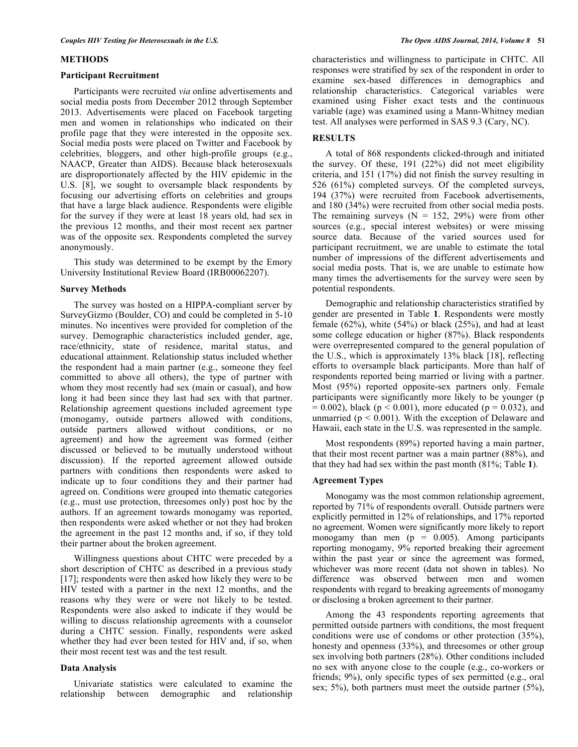## METHODS

### Participant Recruitment

Participants were recruited *via* online advertisements and social media posts from December 2012 through September 2013. Advertisements were placed on Facebook targeting men and women in relationships who indicated on their profile page that they were interested in the opposite sex. Social media posts were placed on Twitter and Facebook by celebrities, bloggers, and other high-profile groups (e.g., NAACP, Greater than AIDS). Because black heterosexuals are disproportionately affected by the HIV epidemic in the U.S. [8], we sought to oversample black respondents by focusing our advertising efforts on celebrities and groups that have a large black audience. Respondents were eligible for the survey if they were at least 18 years old, had sex in the previous 12 months, and their most recent sex partner was of the opposite sex. Respondents completed the survey anonymously.

This study was determined to be exempt by the Emory University Institutional Review Board (IRB00062207).

### Survey Methods

The survey was hosted on a HIPPA-compliant server by SurveyGizmo (Boulder, CO) and could be completed in 5-10 minutes. No incentives were provided for completion of the survey. Demographic characteristics included gender, age, race/ethnicity, state of residence, marital status, and educational attainment. Relationship status included whether the respondent had a main partner (e.g., someone they feel committed to above all others), the type of partner with whom they most recently had sex (main or casual), and how long it had been since they last had sex with that partner. Relationship agreement questions included agreement type (monogamy, outside partners allowed with conditions, outside partners allowed without conditions, or no agreement) and how the agreement was formed (either discussed or believed to be mutually understood without discussion). If the reported agreement allowed outside partners with conditions then respondents were asked to indicate up to four conditions they and their partner had agreed on. Conditions were grouped into thematic categories (e.g., must use protection, threesomes only) post hoc by the authors. If an agreement towards monogamy was reported, then respondents were asked whether or not they had broken the agreement in the past 12 months and, if so, if they told their partner about the broken agreement.

Willingness questions about CHTC were preceded by a short description of CHTC as described in a previous study [17]; respondents were then asked how likely they were to be HIV tested with a partner in the next 12 months, and the reasons why they were or were not likely to be tested. Respondents were also asked to indicate if they would be willing to discuss relationship agreements with a counselor during a CHTC session. Finally, respondents were asked whether they had ever been tested for HIV and, if so, when their most recent test was and the test result.

### Data Analysis

Univariate statistics were calculated to examine the relationship between demographic and relationship characteristics and willingness to participate in CHTC. All responses were stratified by sex of the respondent in order to examine sex-based differences in demographics and relationship characteristics. Categorical variables were examined using Fisher exact tests and the continuous variable (age) was examined using a Mann-Whitney median test. All analyses were performed in SAS 9.3 (Cary, NC).

## RESULTS

A total of 868 respondents clicked-through and initiated the survey. Of these, 191 (22%) did not meet eligibility criteria, and 151 (17%) did not finish the survey resulting in 526 (61%) completed surveys. Of the completed surveys, 194 (37%) were recruited from Facebook advertisements, and 180 (34%) were recruited from other social media posts. The remaining surveys (N = 152, 29%) were from other sources (e.g., special interest websites) or were missing source data. Because of the varied sources used for participant recruitment, we are unable to estimate the total number of impressions of the different advertisements and social media posts. That is, we are unable to estimate how many times the advertisements for the survey were seen by potential respondents.

Demographic and relationship characteristics stratified by gender are presented in Table **1**. Respondents were mostly female (62%), white (54%) or black (25%), and had at least some college education or higher (87%). Black respondents were overrepresented compared to the general population of the U.S., which is approximately 13% black [18], reflecting efforts to oversample black participants. More than half of respondents reported being married or living with a partner. Most (95%) reported opposite-sex partners only. Female participants were significantly more likely to be younger ($p = 0.002$), black ($p < 0.001$), more educated ($p = 0.032$), and unmarried ($p < 0.001$). With the exception of Delaware and Hawaii, each state in the U.S. was represented in the sample.

Most respondents (89%) reported having a main partner, that their most recent partner was a main partner (88%), and that they had had sex within the past month (81%; Table **1**).

### Agreement Types

Monogamy was the most common relationship agreement, reported by 71% of respondents overall. Outside partners were explicitly permitted in 12% of relationships, and 17% reported no agreement. Women were significantly more likely to report monogamy than men ($p = 0.005$). Among participants reporting monogamy, 9% reported breaking their agreement within the past year or since the agreement was formed, whichever was more recent (data not shown in tables). No difference was observed between men and women respondents with regard to breaking agreements of monogamy or disclosing a broken agreement to their partner.

Among the 43 respondents reporting agreements that permitted outside partners with conditions, the most frequent conditions were use of condoms or other protection (35%), honesty and openness (33%), and threesomes or other group sex involving both partners (28%). Other conditions included no sex with anyone close to the couple (e.g., co-workers or friends; 9%), only specific types of sex permitted (e.g., oral sex; 5%), both partners must meet the outside partner (5%),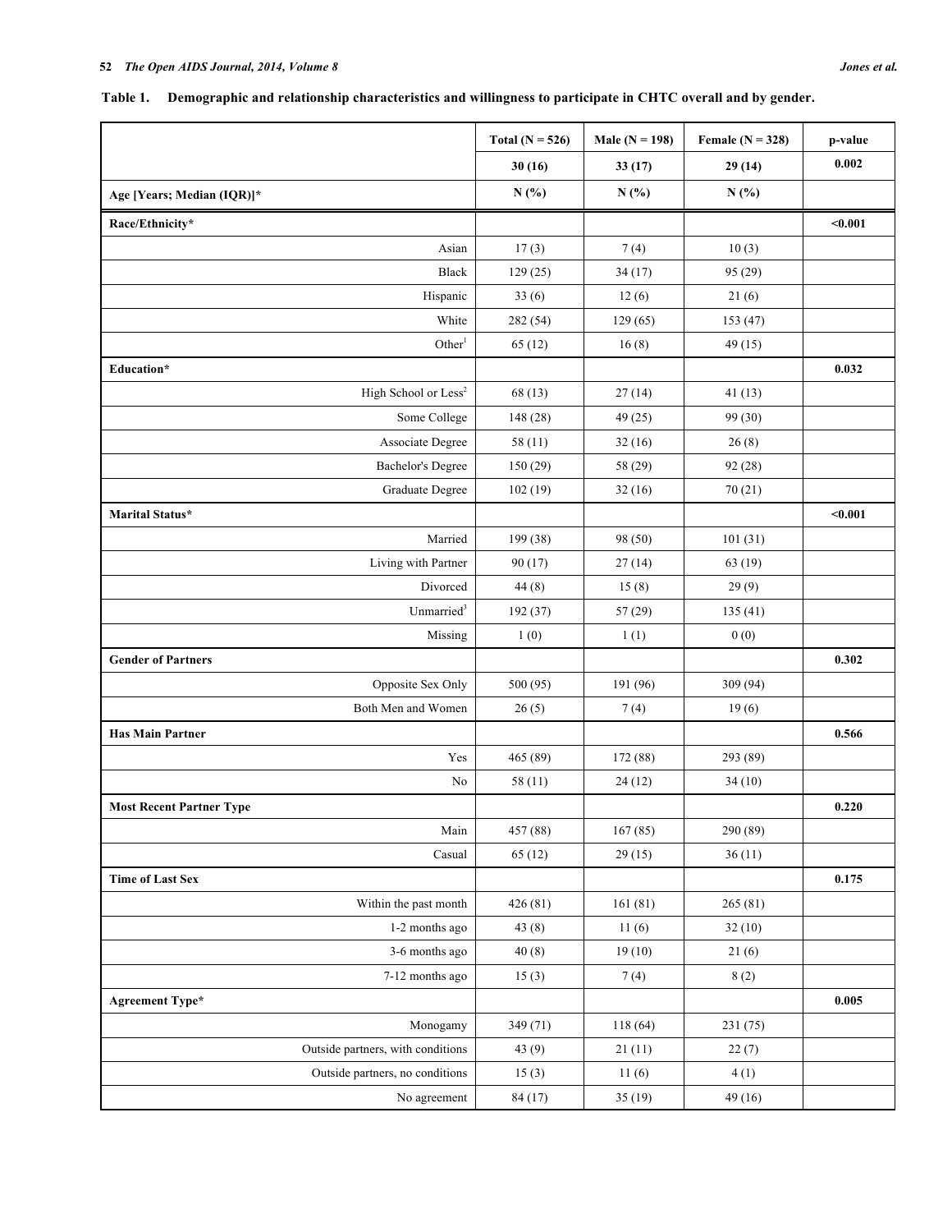**Table 1. Demographic and relationship characteristics and willingness to participate in CHTC overall and by gender.**

| | Total (N = 526) | Male (N = 198) | Female (N = 328) | p-value |
|---|---|---|---|---|
| | 30 (16) | 33 (17) | 29 (14) | 0.002 |
| Age [Years; Median (IQR)]* | N (%) | N (%) | N (%) | |
| **Race/Ethnicity*** | | | | <0.001 |
| Asian | 17 (3) | 7 (4) | 10 (3) | |
| Black | 129 (25) | 34 (17) | 95 (29) | |
| Hispanic | 33 (6) | 12 (6) | 21 (6) | |
| White | 282 (54) | 129 (65) | 153 (47) | |
| Other[1] | 65 (12) | 16 (8) | 49 (15) | |
| **Education*** | | | | 0.032 |
| High School or Less[2] | 68 (13) | 27 (14) | 41 (13) | |
| Some College | 148 (28) | 49 (25) | 99 (30) | |
| Associate Degree | 58 (11) | 32 (16) | 26 (8) | |
| Bachelor's Degree | 150 (29) | 58 (29) | 92 (28) | |
| Graduate Degree | 102 (19) | 32 (16) | 70 (21) | |
| **Marital Status*** | | | | <0.001 |
| Married | 199 (38) | 98 (50) | 101 (31) | |
| Living with Partner | 90 (17) | 27 (14) | 63 (19) | |
| Divorced | 44 (8) | 15 (8) | 29 (9) | |
| Unmarried[3] | 192 (37) | 57 (29) | 135 (41) | |
| Missing | 1 (0) | 1 (1) | 0 (0) | |
| **Gender of Partners** | | | | 0.302 |
| Opposite Sex Only | 500 (95) | 191 (96) | 309 (94) | |
| Both Men and Women | 26 (5) | 7 (4) | 19 (6) | |
| **Has Main Partner** | | | | 0.566 |
| Yes | 465 (89) | 172 (88) | 293 (89) | |
| No | 58 (11) | 24 (12) | 34 (10) | |
| **Most Recent Partner Type** | | | | 0.220 |
| Main | 457 (88) | 167 (85) | 290 (89) | |
| Casual | 65 (12) | 29 (15) | 36 (11) | |
| **Time of Last Sex** | | | | 0.175 |
| Within the past month | 426 (81) | 161 (81) | 265 (81) | |
| 1-2 months ago | 43 (8) | 11 (6) | 32 (10) | |
| 3-6 months ago | 40 (8) | 19 (10) | 21 (6) | |
| 7-12 months ago | 15 (3) | 7 (4) | 8 (2) | |
| **Agreement Type*** | | | | 0.005 |
| Monogamy | 349 (71) | 118 (64) | 231 (75) | |
| Outside partners, with conditions | 43 (9) | 21 (11) | 22 (7) | |
| Outside partners, no conditions | 15 (3) | 11 (6) | 4 (1) | |
| No agreement | 84 (17) | 35 (19) | 49 (16) | |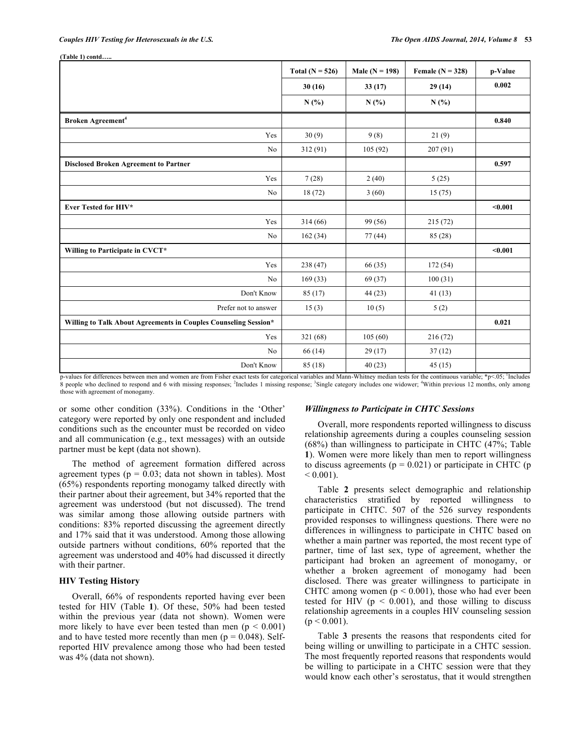**(Table 1) contd…..**

| | Total (N = 526) | Male (N = 198) | Female (N = 328) | p-Value |
|---|---|---|---|---|
| | 30 (16) | 33 (17) | 29 (14) | 0.002 |
| | N (%) | N (%) | N (%) | |
| **Broken Agreement[4]** | | | | **0.840** |
| Yes | 30 (9) | 9 (8) | 21 (9) | |
| No | 312 (91) | 105 (92) | 207 (91) | |
| **Disclosed Broken Agreement to Partner** | | | | **0.597** |
| Yes | 7 (28) | 2 (40) | 5 (25) | |
| No | 18 (72) | 3 (60) | 15 (75) | |
| **Ever Tested for HIV*** | | | | **<0.001** |
| Yes | 314 (66) | 99 (56) | 215 (72) | |
| No | 162 (34) | 77 (44) | 85 (28) | |
| **Willing to Participate in CVCT*** | | | | **<0.001** |
| Yes | 238 (47) | 66 (35) | 172 (54) | |
| No | 169 (33) | 69 (37) | 100 (31) | |
| Don't Know | 85 (17) | 44 (23) | 41 (13) | |
| Prefer not to answer | 15 (3) | 10 (5) | 5 (2) | |
| **Willing to Talk About Agreements in Couples Counseling Session*** | | | | **0.021** |
| Yes | 321 (68) | 105 (60) | 216 (72) | |
| No | 66 (14) | 29 (17) | 37 (12) | |
| Don't Know | 85 (18) | 40 (23) | 45 (15) | |

p-values for differences between men and women are from Fisher exact tests for categorical variables and Mann-Whitney median tests for the continuous variable; *p<.05; [1]Includes 8 people who declined to respond and 6 with missing responses; [2]Includes 1 missing response; [3]Single category includes one widower; [4]Within previous 12 months, only among those with agreement of monogamy.

or some other condition (33%). Conditions in the 'Other' category were reported by only one respondent and included conditions such as the encounter must be recorded on video and all communication (e.g., text messages) with an outside partner must be kept (data not shown).

The method of agreement formation differed across agreement types ($p = 0.03$; data not shown in tables). Most (65%) respondents reporting monogamy talked directly with their partner about their agreement, but 34% reported that the agreement was understood (but not discussed). The trend was similar among those allowing outside partners with conditions: 83% reported discussing the agreement directly and 17% said that it was understood. Among those allowing outside partners without conditions, 60% reported that the agreement was understood and 40% had discussed it directly with their partner.

### HIV Testing History

Overall, 66% of respondents reported having ever been tested for HIV (Table **1**). Of these, 50% had been tested within the previous year (data not shown). Women were more likely to have ever been tested than men ($p < 0.001$) and to have tested more recently than men ($p = 0.048$). Self-reported HIV prevalence among those who had been tested was 4% (data not shown).

### *Willingness to Participate in CHTC Sessions*

Overall, more respondents reported willingness to discuss relationship agreements during a couples counseling session (68%) than willingness to participate in CHTC (47%; Table **1**). Women were more likely than men to report willingness to discuss agreements ($p = 0.021$) or participate in CHTC ($p < 0.001$).

Table **2** presents select demographic and relationship characteristics stratified by reported willingness to participate in CHTC. 507 of the 526 survey respondents provided responses to willingness questions. There were no differences in willingness to participate in CHTC based on whether a main partner was reported, the most recent type of partner, time of last sex, type of agreement, whether the participant had broken an agreement of monogamy, or whether a broken agreement of monogamy had been disclosed. There was greater willingness to participate in CHTC among women ($p < 0.001$), those who had ever been tested for HIV ($p < 0.001$), and those willing to discuss relationship agreements in a couples HIV counseling session ($p < 0.001$).

Table **3** presents the reasons that respondents cited for being willing or unwilling to participate in a CHTC session. The most frequently reported reasons that respondents would be willing to participate in a CHTC session were that they would know each other's serostatus, that it would strengthen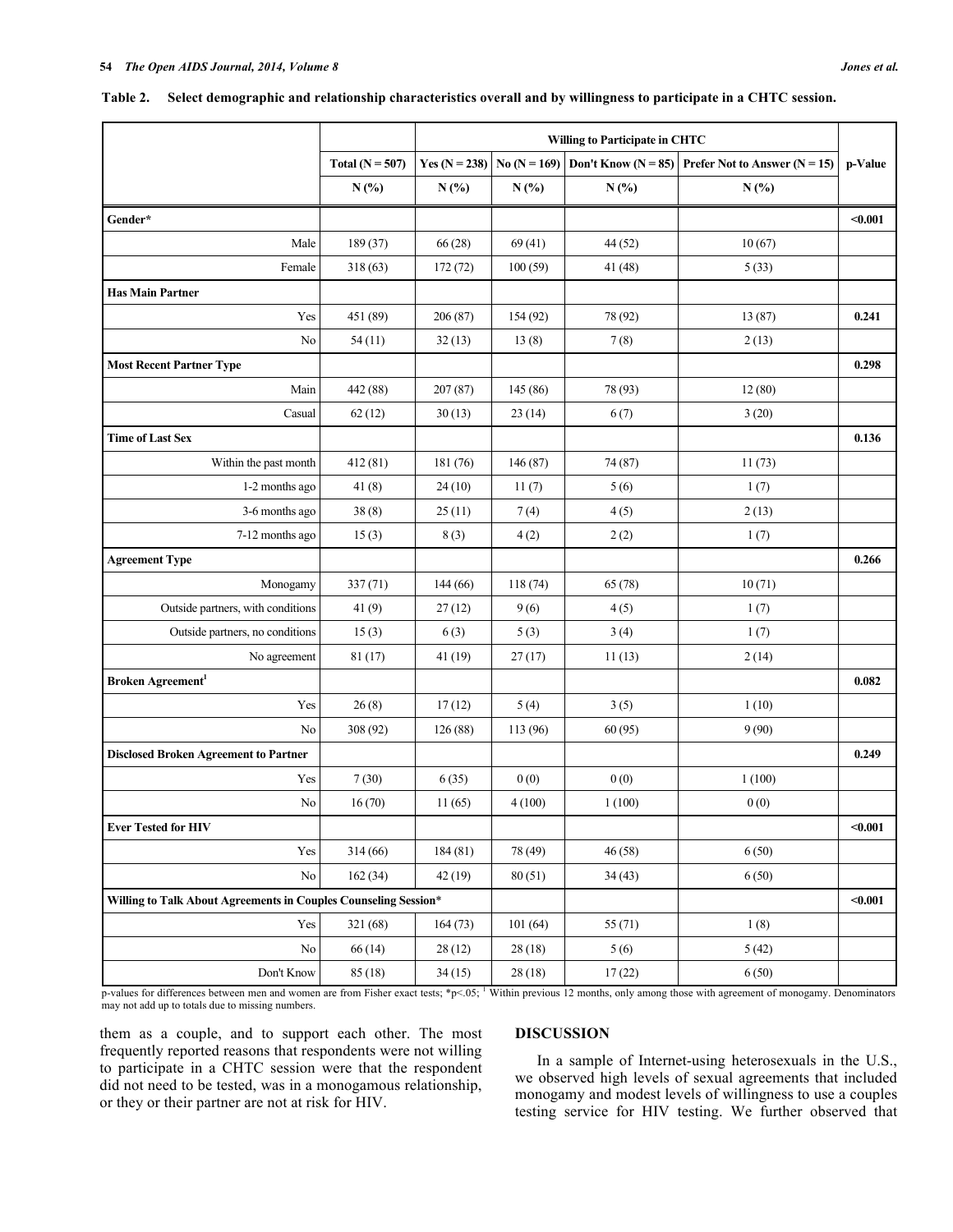**Table 2. Select demographic and relationship characteristics overall and by willingness to participate in a CHTC session.**

| | Total (N = 507) | Willing to Participate in CHTC | | | | p-Value |
|---|---|---|---|---|---|---|
| | | Yes (N = 238) | No (N = 169) | Don't Know (N = 85) | Prefer Not to Answer (N = 15) | |
| | N (%) | N (%) | N (%) | N (%) | N (%) | |
| **Gender*** | | | | | | **<0.001** |
| Male | 189 (37) | 66 (28) | 69 (41) | 44 (52) | 10 (67) | |
| Female | 318 (63) | 172 (72) | 100 (59) | 41 (48) | 5 (33) | |
| **Has Main Partner** | | | | | | |
| Yes | 451 (89) | 206 (87) | 154 (92) | 78 (92) | 13 (87) | **0.241** |
| No | 54 (11) | 32 (13) | 13 (8) | 7 (8) | 2 (13) | |
| **Most Recent Partner Type** | | | | | | **0.298** |
| Main | 442 (88) | 207 (87) | 145 (86) | 78 (93) | 12 (80) | |
| Casual | 62 (12) | 30 (13) | 23 (14) | 6 (7) | 3 (20) | |
| **Time of Last Sex** | | | | | | **0.136** |
| Within the past month | 412 (81) | 181 (76) | 146 (87) | 74 (87) | 11 (73) | |
| 1-2 months ago | 41 (8) | 24 (10) | 11 (7) | 5 (6) | 1 (7) | |
| 3-6 months ago | 38 (8) | 25 (11) | 7 (4) | 4 (5) | 2 (13) | |
| 7-12 months ago | 15 (3) | 8 (3) | 4 (2) | 2 (2) | 1 (7) | |
| **Agreement Type** | | | | | | **0.266** |
| Monogamy | 337 (71) | 144 (66) | 118 (74) | 65 (78) | 10 (71) | |
| Outside partners, with conditions | 41 (9) | 27 (12) | 9 (6) | 4 (5) | 1 (7) | |
| Outside partners, no conditions | 15 (3) | 6 (3) | 5 (3) | 3 (4) | 1 (7) | |
| No agreement | 81 (17) | 41 (19) | 27 (17) | 11 (13) | 2 (14) | |
| **Broken Agreement[1]** | | | | | | **0.082** |
| Yes | 26 (8) | 17 (12) | 5 (4) | 3 (5) | 1 (10) | |
| No | 308 (92) | 126 (88) | 113 (96) | 60 (95) | 9 (90) | |
| **Disclosed Broken Agreement to Partner** | | | | | | **0.249** |
| Yes | 7 (30) | 6 (35) | 0 (0) | 0 (0) | 1 (100) | |
| No | 16 (70) | 11 (65) | 4 (100) | 1 (100) | 0 (0) | |
| **Ever Tested for HIV** | | | | | | **<0.001** |
| Yes | 314 (66) | 184 (81) | 78 (49) | 46 (58) | 6 (50) | |
| No | 162 (34) | 42 (19) | 80 (51) | 34 (43) | 6 (50) | |
| **Willing to Talk About Agreements in Couples Counseling Session*** | | | | | | **<0.001** |
| Yes | 321 (68) | 164 (73) | 101 (64) | 55 (71) | 1 (8) | |
| No | 66 (14) | 28 (12) | 28 (18) | 5 (6) | 5 (42) | |
| Don't Know | 85 (18) | 34 (15) | 28 (18) | 17 (22) | 6 (50) | |

p-values for differences between men and women are from Fisher exact tests; *p<.05; [1] Within previous 12 months, only among those with agreement of monogamy. Denominators may not add up to totals due to missing numbers.

them as a couple, and to support each other. The most frequently reported reasons that respondents were not willing to participate in a CHTC session were that the respondent did not need to be tested, was in a monogamous relationship, or they or their partner are not at risk for HIV.

## DISCUSSION

In a sample of Internet-using heterosexuals in the U.S., we observed high levels of sexual agreements that included monogamy and modest levels of willingness to use a couples testing service for HIV testing. We further observed that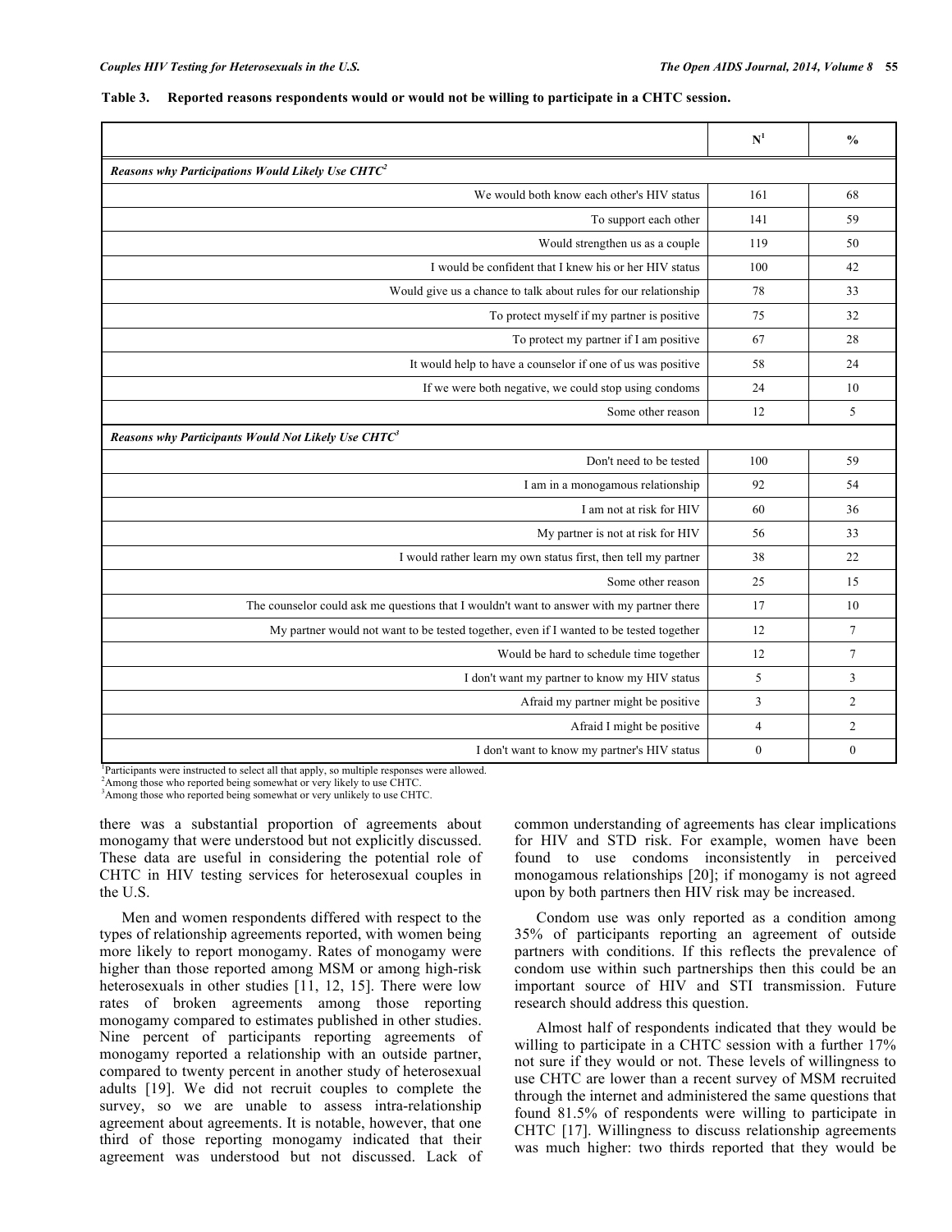**Table 3. Reported reasons respondents would or would not be willing to participate in a CHTC session.**

| | N[1] | % |
|---|---|---|
| ***Reasons why Participations Would Likely Use CHTC[2]*** | | |
| We would both know each other's HIV status | 161 | 68 |
| To support each other | 141 | 59 |
| Would strengthen us as a couple | 119 | 50 |
| I would be confident that I knew his or her HIV status | 100 | 42 |
| Would give us a chance to talk about rules for our relationship | 78 | 33 |
| To protect myself if my partner is positive | 75 | 32 |
| To protect my partner if I am positive | 67 | 28 |
| It would help to have a counselor if one of us was positive | 58 | 24 |
| If we were both negative, we could stop using condoms | 24 | 10 |
| Some other reason | 12 | 5 |
| ***Reasons why Participants Would Not Likely Use CHTC[3]*** | | |
| Don't need to be tested | 100 | 59 |
| I am in a monogamous relationship | 92 | 54 |
| I am not at risk for HIV | 60 | 36 |
| My partner is not at risk for HIV | 56 | 33 |
| I would rather learn my own status first, then tell my partner | 38 | 22 |
| Some other reason | 25 | 15 |
| The counselor could ask me questions that I wouldn't want to answer with my partner there | 17 | 10 |
| My partner would not want to be tested together, even if I wanted to be tested together | 12 | 7 |
| Would be hard to schedule time together | 12 | 7 |
| I don't want my partner to know my HIV status | 5 | 3 |
| Afraid my partner might be positive | 3 | 2 |
| Afraid I might be positive | 4 | 2 |
| I don't want to know my partner's HIV status | 0 | 0 |

[1]Participants were instructed to select all that apply, so multiple responses were allowed.
[2]Among those who reported being somewhat or very likely to use CHTC.
[3]Among those who reported being somewhat or very unlikely to use CHTC.

there was a substantial proportion of agreements about monogamy that were understood but not explicitly discussed. These data are useful in considering the potential role of CHTC in HIV testing services for heterosexual couples in the U.S.

Men and women respondents differed with respect to the types of relationship agreements reported, with women being more likely to report monogamy. Rates of monogamy were higher than those reported among MSM or among high-risk heterosexuals in other studies [11, 12, 15]. There were low rates of broken agreements among those reporting monogamy compared to estimates published in other studies. Nine percent of participants reporting agreements of monogamy reported a relationship with an outside partner, compared to twenty percent in another study of heterosexual adults [19]. We did not recruit couples to complete the survey, so we are unable to assess intra-relationship agreement about agreements. It is notable, however, that one third of those reporting monogamy indicated that their agreement was understood but not discussed. Lack of common understanding of agreements has clear implications for HIV and STD risk. For example, women have been found to use condoms inconsistently in perceived monogamous relationships [20]; if monogamy is not agreed upon by both partners then HIV risk may be increased.

Condom use was only reported as a condition among 35% of participants reporting an agreement of outside partners with conditions. If this reflects the prevalence of condom use within such partnerships then this could be an important source of HIV and STI transmission. Future research should address this question.

Almost half of respondents indicated that they would be willing to participate in a CHTC session with a further 17% not sure if they would or not. These levels of willingness to use CHTC are lower than a recent survey of MSM recruited through the internet and administered the same questions that found 81.5% of respondents were willing to participate in CHTC [17]. Willingness to discuss relationship agreements was much higher: two thirds reported that they would be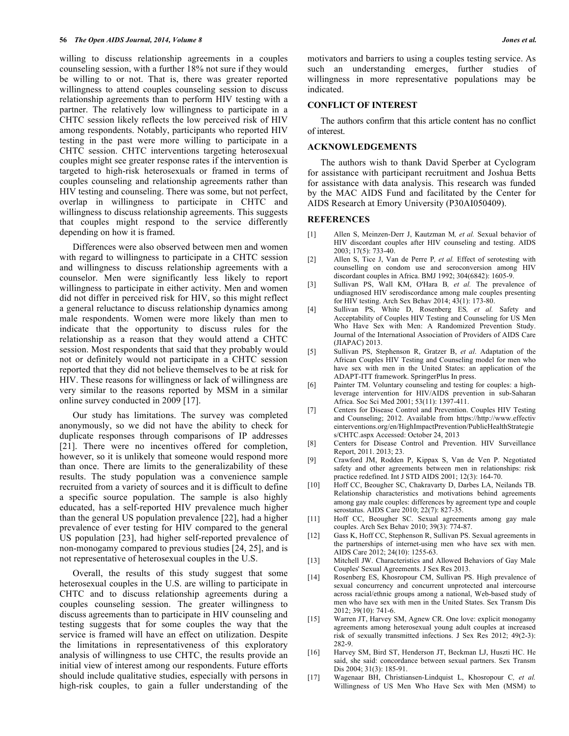willing to discuss relationship agreements in a couples counseling session, with a further 18% not sure if they would be willing to or not. That is, there was greater reported willingness to attend couples counseling session to discuss relationship agreements than to perform HIV testing with a partner. The relatively low willingness to participate in a CHTC session likely reflects the low perceived risk of HIV among respondents. Notably, participants who reported HIV testing in the past were more willing to participate in a CHTC session. CHTC interventions targeting heterosexual couples might see greater response rates if the intervention is targeted to high-risk heterosexuals or framed in terms of couples counseling and relationship agreements rather than HIV testing and counseling. There was some, but not perfect, overlap in willingness to participate in CHTC and willingness to discuss relationship agreements. This suggests that couples might respond to the service differently depending on how it is framed.

Differences were also observed between men and women with regard to willingness to participate in a CHTC session and willingness to discuss relationship agreements with a counselor. Men were significantly less likely to report willingness to participate in either activity. Men and women did not differ in perceived risk for HIV, so this might reflect a general reluctance to discuss relationship dynamics among male respondents. Women were more likely than men to indicate that the opportunity to discuss rules for the relationship as a reason that they would attend a CHTC session. Most respondents that said that they probably would not or definitely would not participate in a CHTC session reported that they did not believe themselves to be at risk for HIV. These reasons for willingness or lack of willingness are very similar to the reasons reported by MSM in a similar online survey conducted in 2009 [17].

Our study has limitations. The survey was completed anonymously, so we did not have the ability to check for duplicate responses through comparisons of IP addresses [21]. There were no incentives offered for completion, however, so it is unlikely that someone would respond more than once. There are limits to the generalizability of these results. The study population was a convenience sample recruited from a variety of sources and it is difficult to define a specific source population. The sample is also highly educated, has a self-reported HIV prevalence much higher than the general US population prevalence [22], had a higher prevalence of ever testing for HIV compared to the general US population [23], had higher self-reported prevalence of non-monogamy compared to previous studies [24, 25], and is not representative of heterosexual couples in the U.S.

Overall, the results of this study suggest that some heterosexual couples in the U.S. are willing to participate in CHTC and to discuss relationship agreements during a couples counseling session. The greater willingness to discuss agreements than to participate in HIV counseling and testing suggests that for some couples the way that the service is framed will have an effect on utilization. Despite the limitations in representativeness of this exploratory analysis of willingness to use CHTC, the results provide an initial view of interest among our respondents. Future efforts should include qualitative studies, especially with persons in high-risk couples, to gain a fuller understanding of the motivators and barriers to using a couples testing service. As such an understanding emerges, further studies of willingness in more representative populations may be indicated.

## CONFLICT OF INTEREST

The authors confirm that this article content has no conflict of interest.

## ACKNOWLEDGEMENTS

The authors wish to thank David Sperber at Cyclogram for assistance with participant recruitment and Joshua Betts for assistance with data analysis. This research was funded by the MAC AIDS Fund and facilitated by the Center for AIDS Research at Emory University (P30AI050409).

## REFERENCES

[1] Allen S, Meinzen-Derr J, Kautzman M, *et al.* Sexual behavior of HIV discordant couples after HIV counseling and testing. AIDS 2003; 17(5): 733-40.

[2] Allen S, Tice J, Van de Perre P, *et al.* Effect of serotesting with counselling on condom use and seroconversion among HIV discordant couples in Africa. BMJ 1992; 304(6842): 1605-9.

[3] Sullivan PS, Wall KM, O'Hara B, *et al.* The prevalence of undiagnosed HIV serodiscordance among male couples presenting for HIV testing. Arch Sex Behav 2014; 43(1): 173-80.

[4] Sullivan PS, White D, Rosenberg ES, *et al.* Safety and Acceptability of Couples HIV Testing and Counseling for US Men Who Have Sex with Men: A Randomized Prevention Study. Journal of the International Association of Providers of AIDS Care (JIAPAC) 2013.

[5] Sullivan PS, Stephenson R, Gratzer B, *et al*. Adaptation of the African Couples HIV Testing and Counseling model for men who have sex with men in the United States: an application of the ADAPT-ITT framework. SpringerPlus In press.

[6] Painter TM. Voluntary counseling and testing for couples: a high-leverage intervention for HIV/AIDS prevention in sub-Saharan Africa. Soc Sci Med 2001; 53(11): 1397-411.

[7] Centers for Disease Control and Prevention. Couples HIV Testing and Counseling; 2012. Available from https://http://www.effectiveinterventions.org/en/HighImpactPrevention/PublicHealthStrategies/CHTC.aspx Accessed: October 24, 2013

[8] Centers for Disease Control and Prevention. HIV Surveillance Report, 2011. 2013; 23.

[9] Crawford JM, Rodden P, Kippax S, Van de Ven P. Negotiated safety and other agreements between men in relationships: risk practice redefined. Int J STD AIDS 2001; 12(3): 164-70.

[10] Hoff CC, Beougher SC, Chakravarty D, Darbes LA, Neilands TB. Relationship characteristics and motivations behind agreements among gay male couples: differences by agreement type and couple serostatus. AIDS Care 2010; 22(7): 827-35.

[11] Hoff CC, Beougher SC. Sexual agreements among gay male couples. Arch Sex Behav 2010; 39(3): 774-87.

[12] Gass K, Hoff CC, Stephenson R, Sullivan PS. Sexual agreements in the partnerships of internet-using men who have sex with men. AIDS Care 2012; 24(10): 1255-63.

[13] Mitchell JW. Characteristics and Allowed Behaviors of Gay Male Couples' Sexual Agreements. J Sex Res 2013.

[14] Rosenberg ES, Khosropour CM, Sullivan PS. High prevalence of sexual concurrency and concurrent unprotected anal intercourse across racial/ethnic groups among a national, Web-based study of men who have sex with men in the United States. Sex Transm Dis 2012; 39(10): 741-6.

[15] Warren JT, Harvey SM, Agnew CR. One love: explicit monogamy agreements among heterosexual young adult couples at increased risk of sexually transmitted infections. J Sex Res 2012; 49(2-3): 282-9.

[16] Harvey SM, Bird ST, Henderson JT, Beckman LJ, Huszti HC. He said, she said: concordance between sexual partners. Sex Transm Dis 2004; 31(3): 185-91.

[17] Wagenaar BH, Christiansen-Lindquist L, Khosropour C, *et al.* Willingness of US Men Who Have Sex with Men (MSM) to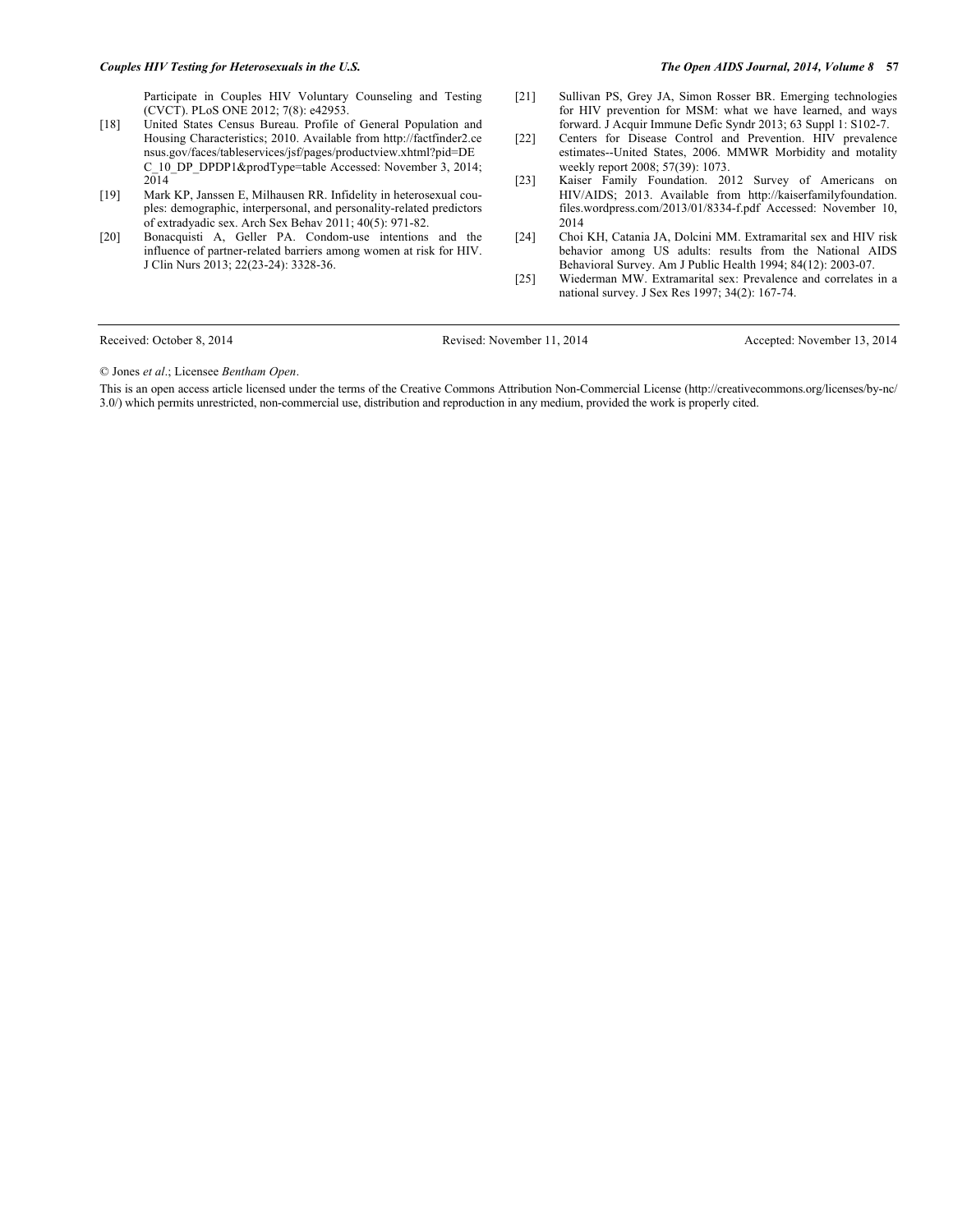Participate in Couples HIV Voluntary Counseling and Testing (CVCT). PLoS ONE 2012; 7(8): e42953.

[18] United States Census Bureau. Profile of General Population and Housing Characteristics; 2010. Available from http://factfinder2.census.gov/faces/tableservices/jsf/pages/productview.xhtml?pid=DEC_10_DP_DPDP1&prodType=table Accessed: November 3, 2014; 2014

[19] Mark KP, Janssen E, Milhausen RR. Infidelity in heterosexual couples: demographic, interpersonal, and personality-related predictors of extradyadic sex. Arch Sex Behav 2011; 40(5): 971-82.

[20] Bonacquisti A, Geller PA. Condom-use intentions and the influence of partner-related barriers among women at risk for HIV. J Clin Nurs 2013; 22(23-24): 3328-36.

[21] Sullivan PS, Grey JA, Simon Rosser BR. Emerging technologies for HIV prevention for MSM: what we have learned, and ways forward. J Acquir Immune Defic Syndr 2013; 63 Suppl 1: S102-7.

[22] Centers for Disease Control and Prevention. HIV prevalence estimates--United States, 2006. MMWR Morbidity and motality weekly report 2008; 57(39): 1073.

[23] Kaiser Family Foundation. 2012 Survey of Americans on HIV/AIDS; 2013. Available from http://kaiserfamilyfoundation.files.wordpress.com/2013/01/8334-f.pdf Accessed: November 10, 2014

[24] Choi KH, Catania JA, Dolcini MM. Extramarital sex and HIV risk behavior among US adults: results from the National AIDS Behavioral Survey. Am J Public Health 1994; 84(12): 2003-07.

[25] Wiederman MW. Extramarital sex: Prevalence and correlates in a national survey. J Sex Res 1997; 34(2): 167-74.

Received: October 8, 2014 Revised: November 11, 2014 Accepted: November 13, 2014

© Jones *et al*.; Licensee *Bentham Open*.

This is an open access article licensed under the terms of the Creative Commons Attribution Non-Commercial License (http://creativecommons.org/licenses/by-nc/3.0/) which permits unrestricted, non-commercial use, distribution and reproduction in any medium, provided the work is properly cited.